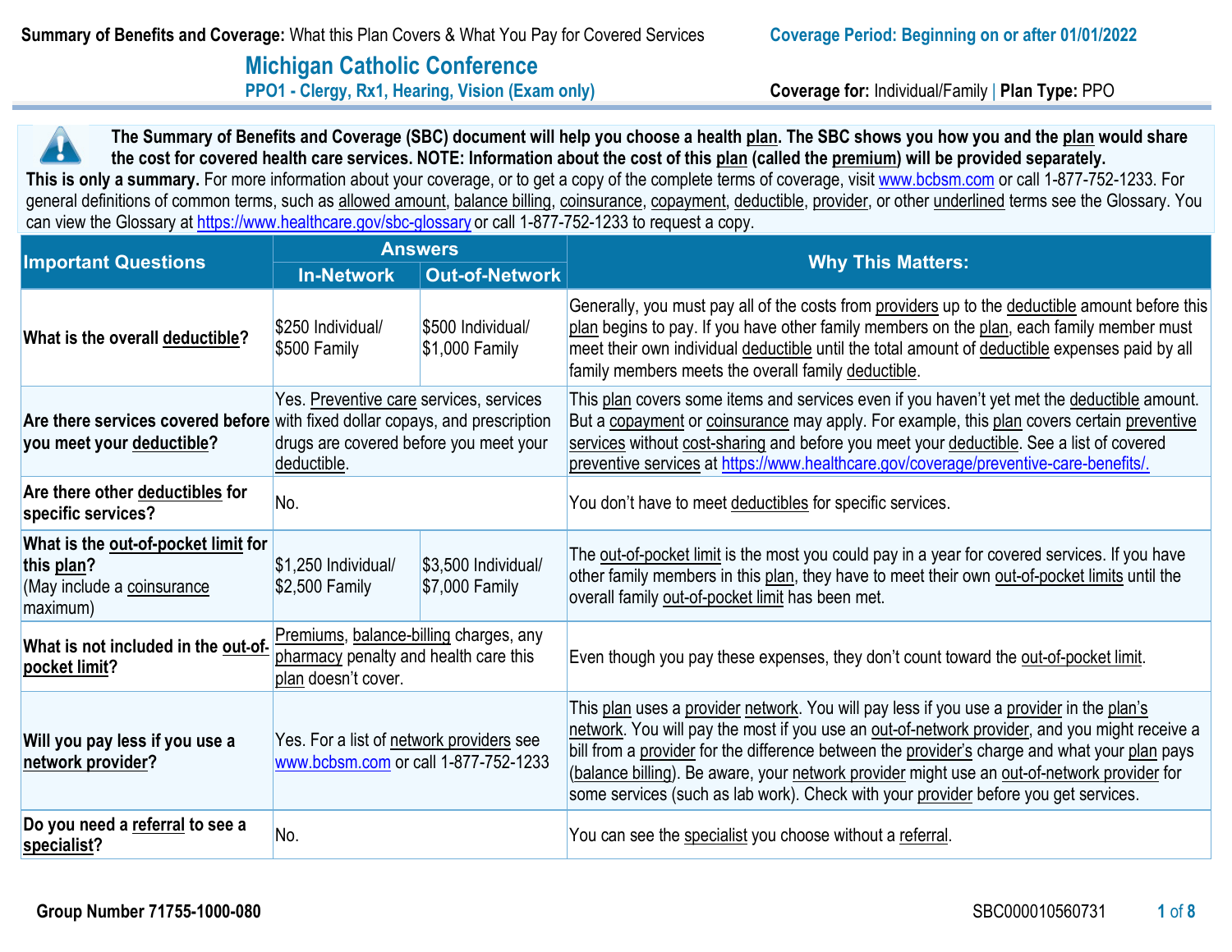**Summary of Benefits and Coverage:** What this Plan Covers & What You Pay for Covered Services

**Coverage Period: Beginning on or after 01/01/2022**

# Michigan Catholic Conference

## PPO1 - Clergy, Rx1, Hearing, Vision (Exam only)

**Coverage for:** Individual/Family | **Plan Type:** PPO

**The Summary of Benefits and Coverage (SBC) document will help you choose a health plan. The SBC shows you how you and the plan would share the cost for covered health care services. NOTE: Information about the cost of this plan (called the premium) will be provided separately.**

**This is only a summary.** For more information about your coverage, or to get a copy of the complete terms of coverage, visit www.bcbsm.com or call 1-877-752-1233. For general definitions of common terms, such as allowed amount, balance billing, coinsurance, copayment, deductible, provider, or other underlined terms see the Glossary. You can view the Glossary at https://www.healthcare.gov/sbc-glossary or call 1-877-752-1233 to request a copy.

| Important Questions | Answers | | Why This Matters: |
|---|---|---|---|
| | In-Network | Out-of-Network | |
| **What is the overall deductible?** | $250 Individual/ $500 Family | $500 Individual/ $1,000 Family | Generally, you must pay all of the costs from providers up to the deductible amount before this plan begins to pay. If you have other family members on the plan, each family member must meet their own individual deductible until the total amount of deductible expenses paid by all family members meets the overall family deductible. |
| **Are there services covered before you meet your deductible?** | Yes. Preventive care services, services with fixed dollar copays, and prescription drugs are covered before you meet your deductible. | | This plan covers some items and services even if you haven't yet met the deductible amount. But a copayment or coinsurance may apply. For example, this plan covers certain preventive services without cost-sharing and before you meet your deductible. See a list of covered preventive services at https://www.healthcare.gov/coverage/preventive-care-benefits/. |
| **Are there other deductibles for specific services?** | No. | | You don't have to meet deductibles for specific services. |
| **What is the out-of-pocket limit for this plan?** (May include a coinsurance maximum) | $1,250 Individual/ $2,500 Family | $3,500 Individual/ $7,000 Family | The out-of-pocket limit is the most you could pay in a year for covered services. If you have other family members in this plan, they have to meet their own out-of-pocket limits until the overall family out-of-pocket limit has been met. |
| **What is not included in the out-of-pocket limit?** | Premiums, balance-billing charges, any pharmacy penalty and health care this plan doesn't cover. | | Even though you pay these expenses, they don't count toward the out-of-pocket limit. |
| **Will you pay less if you use a network provider?** | Yes. For a list of network providers see www.bcbsm.com or call 1-877-752-1233 | | This plan uses a provider network. You will pay less if you use a provider in the plan's network. You will pay the most if you use an out-of-network provider, and you might receive a bill from a provider for the difference between the provider's charge and what your plan pays (balance billing). Be aware, your network provider might use an out-of-network provider for some services (such as lab work). Check with your provider before you get services. |
| **Do you need a referral to see a specialist?** | No. | | You can see the specialist you choose without a referral. |

Group Number 71755-1000-080

SBC000010560731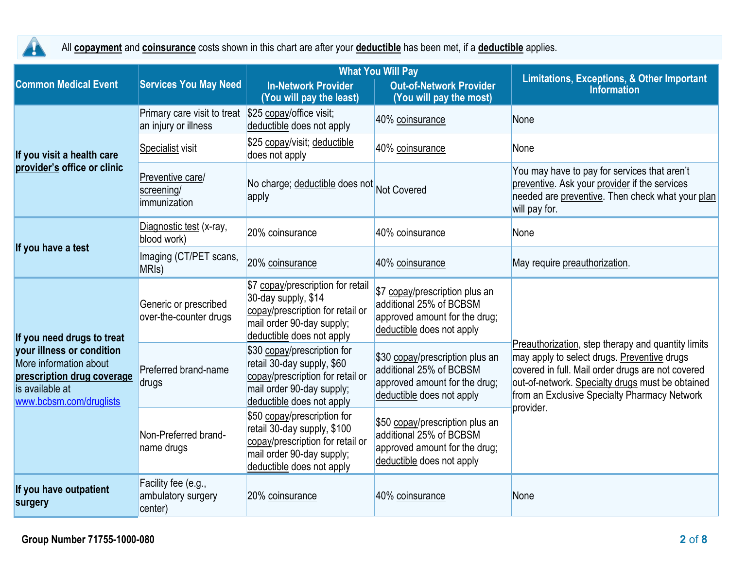All **copayment** and **coinsurance** costs shown in this chart are after your **deductible** has been met, if a **deductible** applies.

| Common Medical Event | Services You May Need | What You Will Pay | | Limitations, Exceptions, & Other Important Information |
|---|---|---|---|---|
| | | In-Network Provider (You will pay the least) | Out-of-Network Provider (You will pay the most) | |
| **If you visit a health care provider's office or clinic** | Primary care visit to treat an injury or illness | $25 copay/office visit; deductible does not apply | 40% coinsurance | None |
| | Specialist visit | $25 copay/visit; deductible does not apply | 40% coinsurance | None |
| | Preventive care/ screening/ immunization | No charge; deductible does not apply | Not Covered | You may have to pay for services that aren't preventive. Ask your provider if the services needed are preventive. Then check what your plan will pay for. |
| **If you have a test** | Diagnostic test (x-ray, blood work) | 20% coinsurance | 40% coinsurance | None |
| | Imaging (CT/PET scans, MRIs) | 20% coinsurance | 40% coinsurance | May require preauthorization. |
| **If you need drugs to treat your illness or condition** More information about **prescription drug coverage** is available at www.bcbsm.com/druglists | Generic or prescribed over-the-counter drugs | $7 copay/prescription for retail 30-day supply, $14 copay/prescription for retail or mail order 90-day supply; deductible does not apply | $7 copay/prescription plus an additional 25% of BCBSM approved amount for the drug; deductible does not apply | Preauthorization, step therapy and quantity limits may apply to select drugs. Preventive drugs covered in full. Mail order drugs are not covered out-of-network. Specialty drugs must be obtained from an Exclusive Specialty Pharmacy Network provider. |
| | Preferred brand-name drugs | $30 copay/prescription for retail 30-day supply, $60 copay/prescription for retail or mail order 90-day supply; deductible does not apply | $30 copay/prescription plus an additional 25% of BCBSM approved amount for the drug; deductible does not apply | |
| | Non-Preferred brand-name drugs | $50 copay/prescription for retail 30-day supply, $100 copay/prescription for retail or mail order 90-day supply; deductible does not apply | $50 copay/prescription plus an additional 25% of BCBSM approved amount for the drug; deductible does not apply | |
| **If you have outpatient surgery** | Facility fee (e.g., ambulatory surgery center) | 20% coinsurance | 40% coinsurance | None |

**Group Number 71755-1000-080**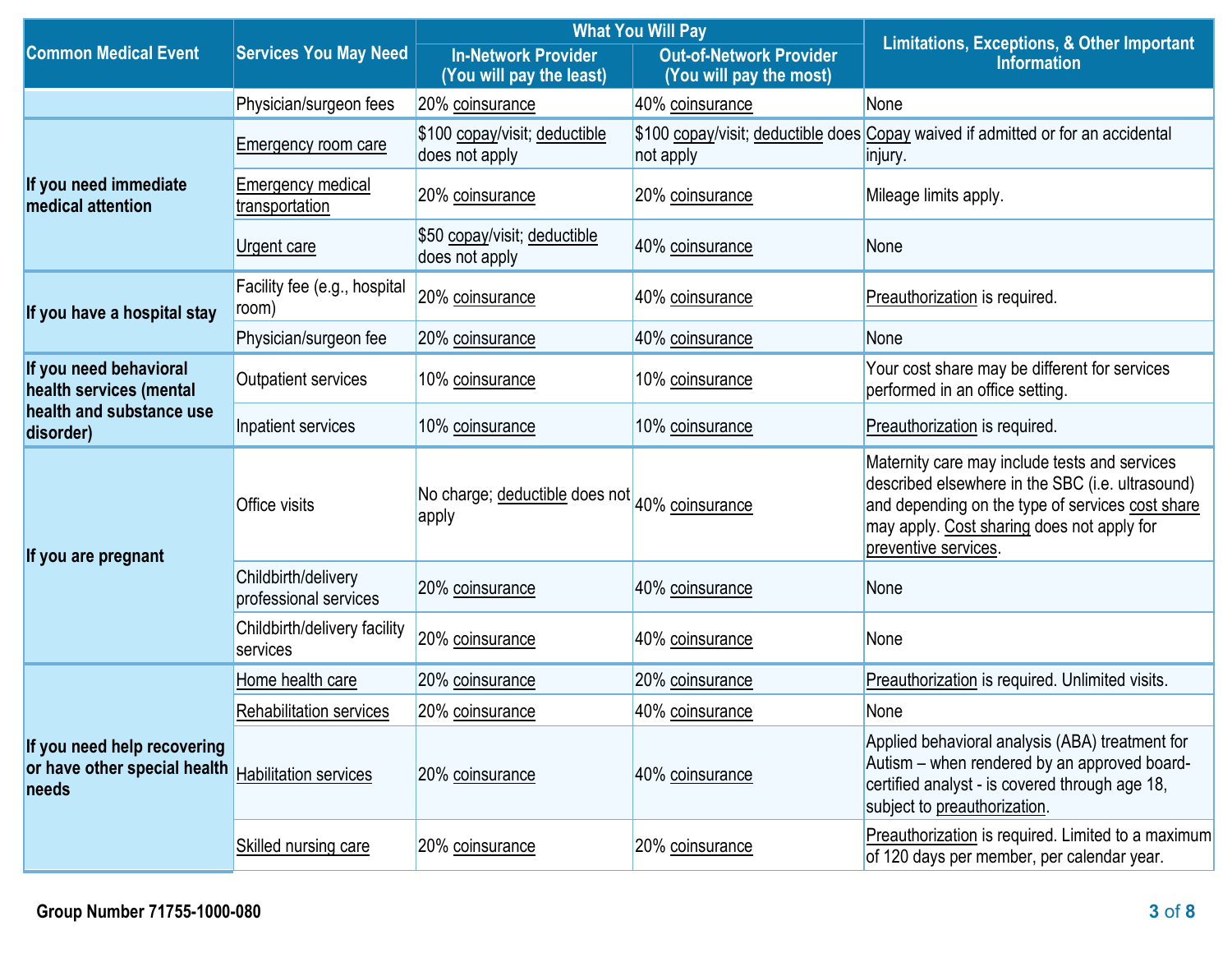| Common Medical Event | Services You May Need | What You Will Pay | | Limitations, Exceptions, & Other Important Information |
|---|---|---|---|---|
| | | In-Network Provider (You will pay the least) | Out-of-Network Provider (You will pay the most) | |
| | Physician/surgeon fees | 20% coinsurance | 40% coinsurance | None |
| If you need immediate medical attention | Emergency room care | $100 copay/visit; deductible does not apply | $100 copay/visit; deductible does not apply | Copay waived if admitted or for an accidental injury. |
| | Emergency medical transportation | 20% coinsurance | 20% coinsurance | Mileage limits apply. |
| | Urgent care | $50 copay/visit; deductible does not apply | 40% coinsurance | None |
| If you have a hospital stay | Facility fee (e.g., hospital room) | 20% coinsurance | 40% coinsurance | Preauthorization is required. |
| | Physician/surgeon fee | 20% coinsurance | 40% coinsurance | None |
| If you need behavioral health services (mental health and substance use disorder) | Outpatient services | 10% coinsurance | 10% coinsurance | Your cost share may be different for services performed in an office setting. |
| | Inpatient services | 10% coinsurance | 10% coinsurance | Preauthorization is required. |
| If you are pregnant | Office visits | No charge; deductible does not apply | 40% coinsurance | Maternity care may include tests and services described elsewhere in the SBC (i.e. ultrasound) and depending on the type of services cost share may apply. Cost sharing does not apply for preventive services. |
| | Childbirth/delivery professional services | 20% coinsurance | 40% coinsurance | None |
| | Childbirth/delivery facility services | 20% coinsurance | 40% coinsurance | None |
| If you need help recovering or have other special health needs | Home health care | 20% coinsurance | 20% coinsurance | Preauthorization is required. Unlimited visits. |
| | Rehabilitation services | 20% coinsurance | 40% coinsurance | None |
| | Habilitation services | 20% coinsurance | 40% coinsurance | Applied behavioral analysis (ABA) treatment for Autism – when rendered by an approved board-certified analyst - is covered through age 18, subject to preauthorization. |
| | Skilled nursing care | 20% coinsurance | 20% coinsurance | Preauthorization is required. Limited to a maximum of 120 days per member, per calendar year. |

Group Number 71755-1000-080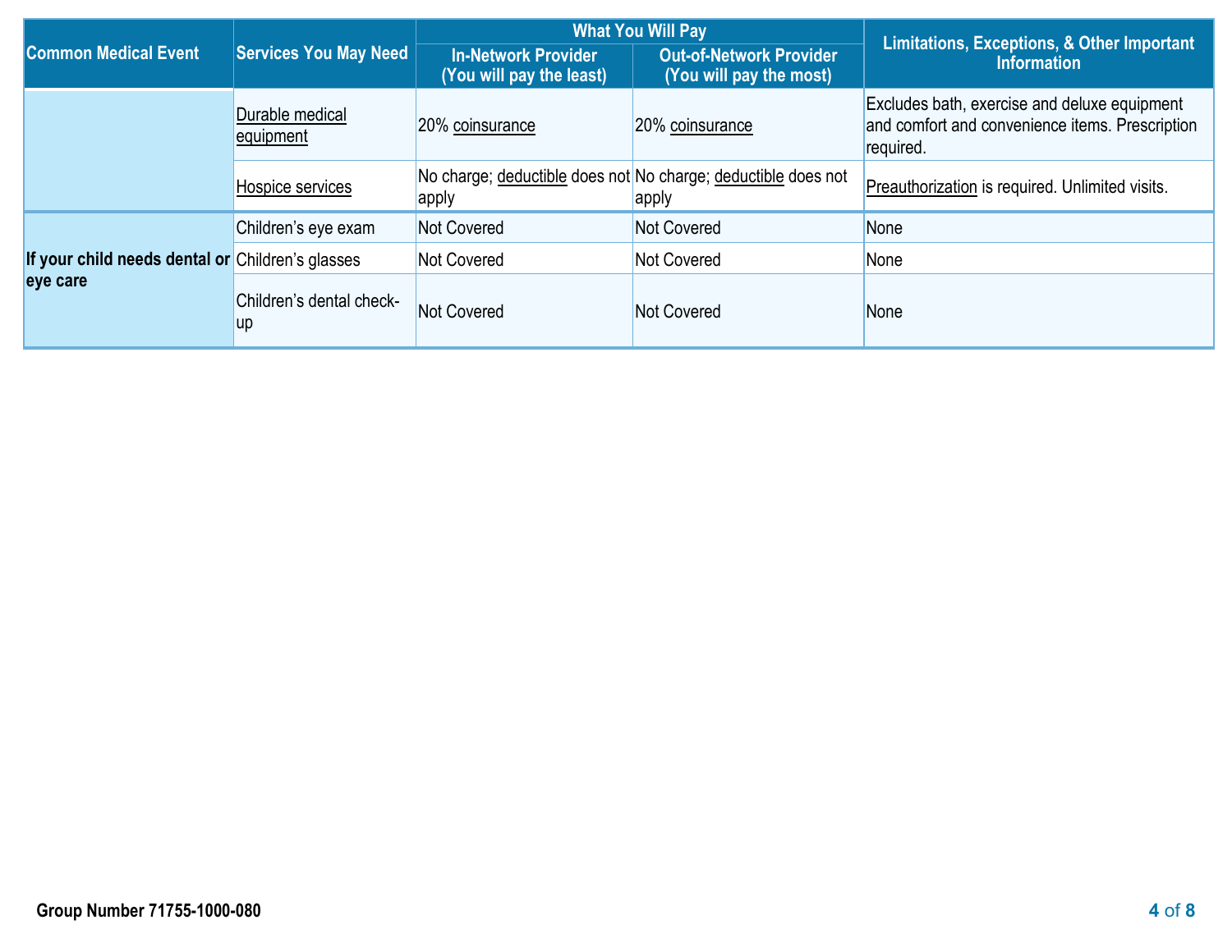| Common Medical Event | Services You May Need | What You Will Pay | | Limitations, Exceptions, & Other Important Information |
|---|---|---|---|---|
| | | In-Network Provider (You will pay the least) | Out-of-Network Provider (You will pay the most) | |
| | Durable medical equipment | 20% coinsurance | 20% coinsurance | Excludes bath, exercise and deluxe equipment and comfort and convenience items. Prescription required. |
| | Hospice services | No charge; deductible does not apply | No charge; deductible does not apply | Preauthorization is required. Unlimited visits. |
| **If your child needs dental or eye care** | Children's eye exam | Not Covered | Not Covered | None |
| | Children's glasses | Not Covered | Not Covered | None |
| | Children's dental check-up | Not Covered | Not Covered | None |

**Group Number 71755-1000-080**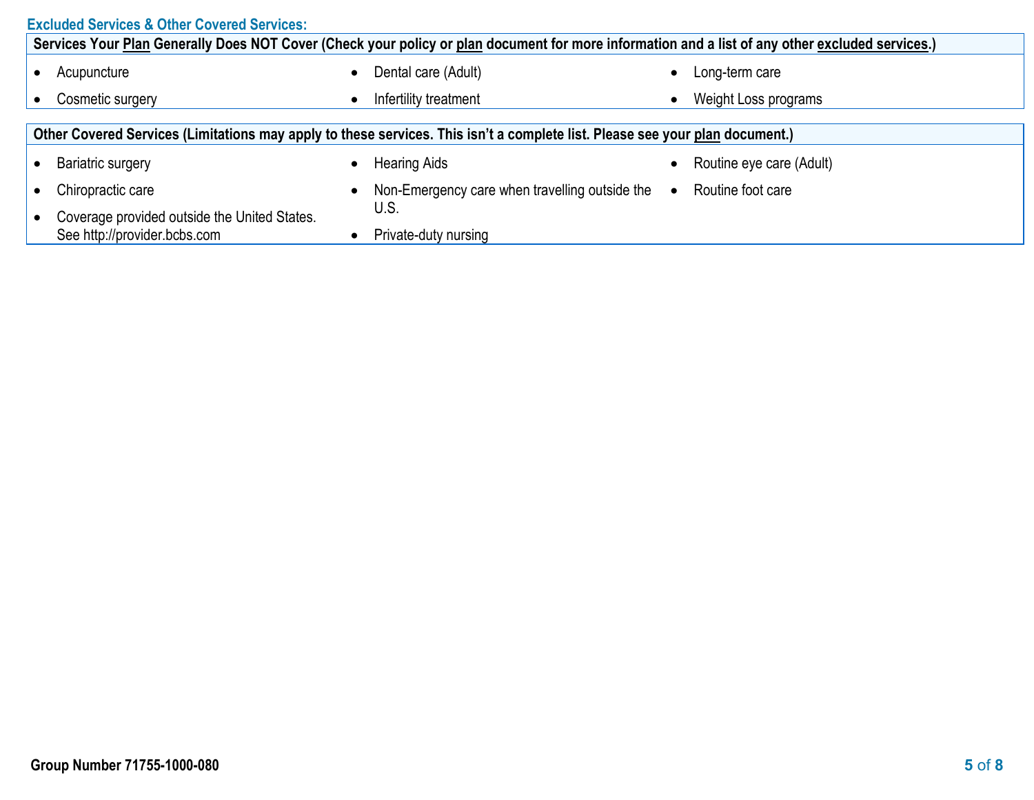## Excluded Services & Other Covered Services:

**Services Your Plan Generally Does NOT Cover (Check your policy or plan document for more information and a list of any other excluded services.)**

- Acupuncture
- Cosmetic surgery
- Dental care (Adult)
- Infertility treatment
- Long-term care
- Weight Loss programs

**Other Covered Services (Limitations may apply to these services. This isn't a complete list. Please see your plan document.)**

- Bariatric surgery
- Chiropractic care
- Coverage provided outside the United States. See http://provider.bcbs.com
- Hearing Aids
- Non-Emergency care when travelling outside the U.S.
- Private-duty nursing
- Routine eye care (Adult)
- Routine foot care

Group Number 71755-1000-080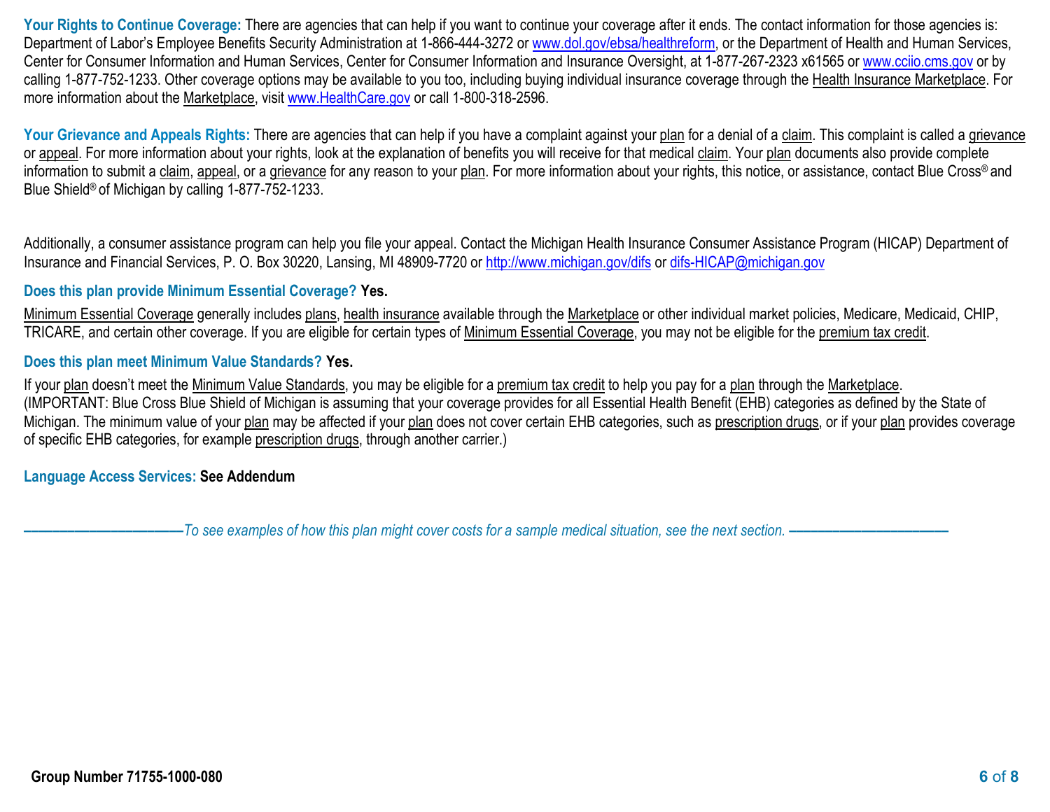**Your Rights to Continue Coverage:** There are agencies that can help if you want to continue your coverage after it ends. The contact information for those agencies is: Department of Labor's Employee Benefits Security Administration at 1-866-444-3272 or www.dol.gov/ebsa/healthreform, or the Department of Health and Human Services, Center for Consumer Information and Human Services, Center for Consumer Information and Insurance Oversight, at 1-877-267-2323 x61565 or www.cciio.cms.gov or by calling 1-877-752-1233. Other coverage options may be available to you too, including buying individual insurance coverage through the Health Insurance Marketplace. For more information about the Marketplace, visit www.HealthCare.gov or call 1-800-318-2596.

**Your Grievance and Appeals Rights:** There are agencies that can help if you have a complaint against your plan for a denial of a claim. This complaint is called a grievance or appeal. For more information about your rights, look at the explanation of benefits you will receive for that medical claim. Your plan documents also provide complete information to submit a claim, appeal, or a grievance for any reason to your plan. For more information about your rights, this notice, or assistance, contact Blue Cross® and Blue Shield® of Michigan by calling 1-877-752-1233.

Additionally, a consumer assistance program can help you file your appeal. Contact the Michigan Health Insurance Consumer Assistance Program (HICAP) Department of Insurance and Financial Services, P. O. Box 30220, Lansing, MI 48909-7720 or http://www.michigan.gov/difs or difs-HICAP@michigan.gov

**Does this plan provide Minimum Essential Coverage? Yes.**

Minimum Essential Coverage generally includes plans, health insurance available through the Marketplace or other individual market policies, Medicare, Medicaid, CHIP, TRICARE, and certain other coverage. If you are eligible for certain types of Minimum Essential Coverage, you may not be eligible for the premium tax credit.

**Does this plan meet Minimum Value Standards? Yes.**

If your plan doesn't meet the Minimum Value Standards, you may be eligible for a premium tax credit to help you pay for a plan through the Marketplace.
(IMPORTANT: Blue Cross Blue Shield of Michigan is assuming that your coverage provides for all Essential Health Benefit (EHB) categories as defined by the State of Michigan. The minimum value of your plan may be affected if your plan does not cover certain EHB categories, such as prescription drugs, or if your plan provides coverage of specific EHB categories, for example prescription drugs, through another carrier.)

**Language Access Services: See Addendum**

*——————————To see examples of how this plan might cover costs for a sample medical situation, see the next section. ——————————*

**Group Number 71755-1000-080**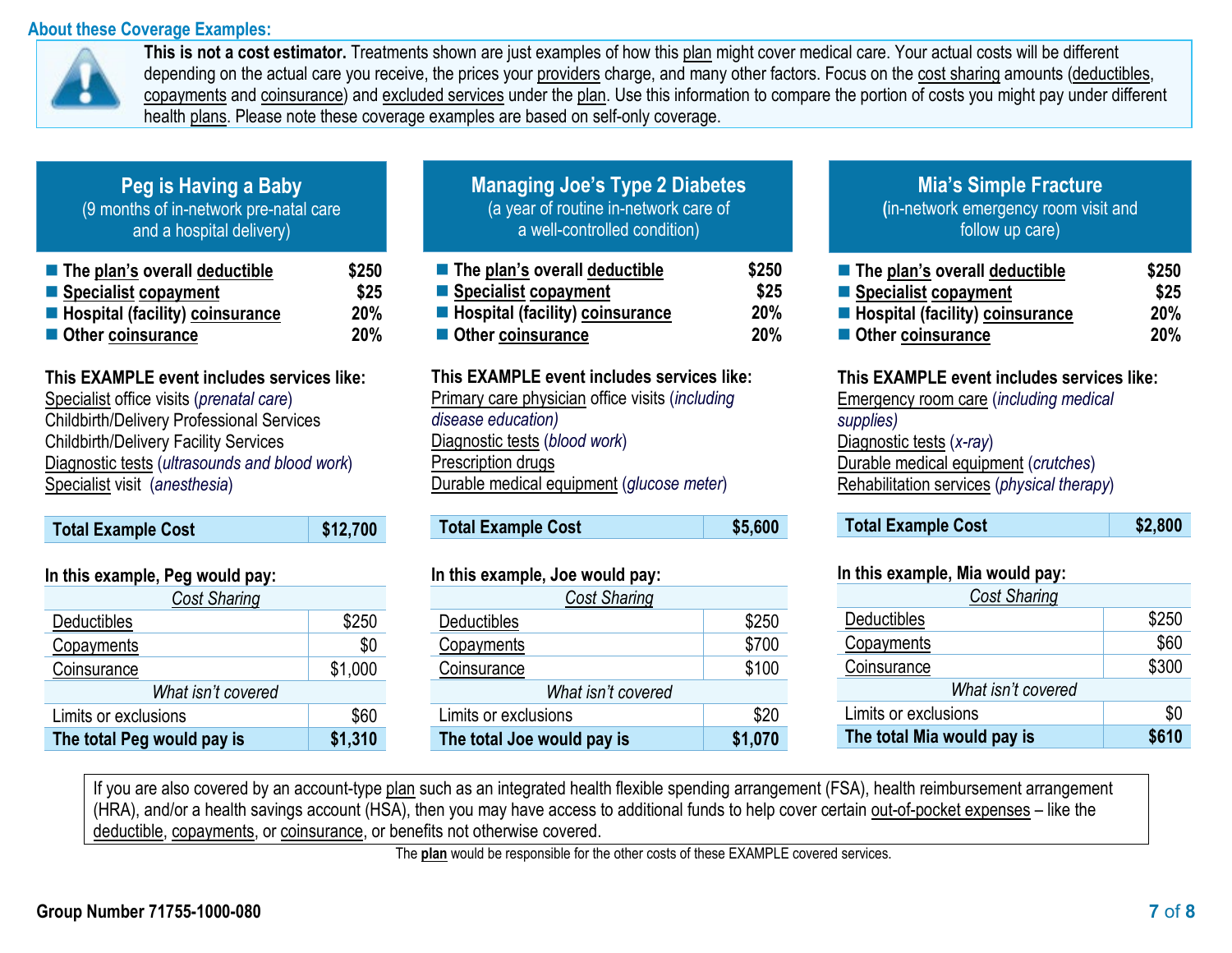## About these Coverage Examples:

**This is not a cost estimator.** Treatments shown are just examples of how this plan might cover medical care. Your actual costs will be different depending on the actual care you receive, the prices your providers charge, and many other factors. Focus on the cost sharing amounts (deductibles, copayments and coinsurance) and excluded services under the plan. Use this information to compare the portion of costs you might pay under different health plans. Please note these coverage examples are based on self-only coverage.

### Peg is Having a Baby
(9 months of in-network pre-natal care and a hospital delivery)

- **The plan's overall deductible** **$250**
- **Specialist copayment** **$25**
- **Hospital (facility) coinsurance** **20%**
- **Other coinsurance** **20%**

**This EXAMPLE event includes services like:**
Specialist office visits (*prenatal care*)
Childbirth/Delivery Professional Services
Childbirth/Delivery Facility Services
Diagnostic tests (*ultrasounds and blood work*)
Specialist visit (*anesthesia*)

| **Total Example Cost** | **$12,700** |
|---|---|

**In this example, Peg would pay:**

| *Cost Sharing* | |
|---|---|
| Deductibles | $250 |
| Copayments | $0 |
| Coinsurance | $1,000 |
| *What isn't covered* | |
| Limits or exclusions | $60 |
| **The total Peg would pay is** | **$1,310** |

### Managing Joe's Type 2 Diabetes
(a year of routine in-network care of a well-controlled condition)

- **The plan's overall deductible** **$250**
- **Specialist copayment** **$25**
- **Hospital (facility) coinsurance** **20%**
- **Other coinsurance** **20%**

**This EXAMPLE event includes services like:**
Primary care physician office visits (*including disease education*)
Diagnostic tests (*blood work*)
Prescription drugs
Durable medical equipment (*glucose meter*)

| **Total Example Cost** | **$5,600** |
|---|---|

**In this example, Joe would pay:**

| *Cost Sharing* | |
|---|---|
| Deductibles | $250 |
| Copayments | $700 |
| Coinsurance | $100 |
| *What isn't covered* | |
| Limits or exclusions | $20 |
| **The total Joe would pay is** | **$1,070** |

### Mia's Simple Fracture
(in-network emergency room visit and follow up care)

- **The plan's overall deductible** **$250**
- **Specialist copayment** **$25**
- **Hospital (facility) coinsurance** **20%**
- **Other coinsurance** **20%**

**This EXAMPLE event includes services like:**
Emergency room care (*including medical supplies*)
Diagnostic tests (*x-ray*)
Durable medical equipment (*crutches*)
Rehabilitation services (*physical therapy*)

| **Total Example Cost** | **$2,800** |
|---|---|

**In this example, Mia would pay:**

| *Cost Sharing* | |
|---|---|
| Deductibles | $250 |
| Copayments | $60 |
| Coinsurance | $300 |
| *What isn't covered* | |
| Limits or exclusions | $0 |
| **The total Mia would pay is** | **$610** |

If you are also covered by an account-type plan such as an integrated health flexible spending arrangement (FSA), health reimbursement arrangement (HRA), and/or a health savings account (HSA), then you may have access to additional funds to help cover certain out-of-pocket expenses – like the deductible, copayments, or coinsurance, or benefits not otherwise covered.

The **plan** would be responsible for the other costs of these EXAMPLE covered services.

**Group Number 71755-1000-080**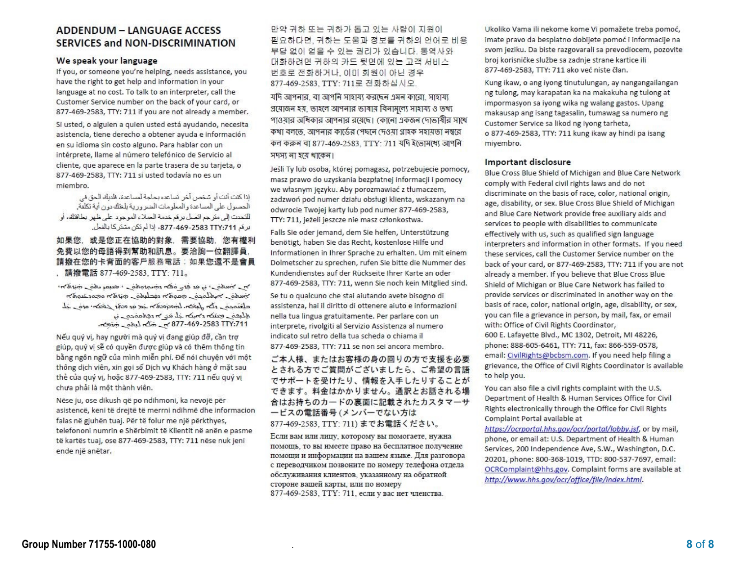## ADDENDUM – LANGUAGE ACCESS SERVICES and NON-DISCRIMINATION

### We speak your language

If you, or someone you're helping, needs assistance, you have the right to get help and information in your language at no cost. To talk to an interpreter, call the Customer Service number on the back of your card, or 877-469-2583, TTY: 711 if you are not already a member.

Si usted, o alguien a quien usted está ayudando, necesita asistencia, tiene derecho a obtener ayuda e información en su idioma sin costo alguno. Para hablar con un intérprete, llame al número telefónico de Servicio al cliente, que aparece en la parte trasera de su tarjeta, o 877-469-2583, TTY: 711 si usted todavía no es un miembro.

إذا كنت أنت أو شخص آخر تساعده بحاجة لمساعدة، فلديك الحق في الحصول على المساعدة والمعلومات الضرورية بلغتك دون أية تكلفة. للتحدث إلى مترجم اتصل برقم خدمة العملاء الموجود على ظهر بطاقتك، أو برقم 877-469-2583 TTY:711، إذا لم تكن مشتركا بالفعل.

如果您，或是您正在協助的對象，需要協助，您有權利免費以您的母語得到幫助和訊息。要洽詢一位翻譯員，請撥在您的卡背面的客戶服務電話；如果您還不是會員，請撥電話 877-469-2583, TTY: 711。

877-469-2583 TTY:711

Nếu quý vị, hay người mà quý vị đang giúp đỡ, cần trợ giúp, quý vị sẽ có quyền được giúp và có thêm thông tin bằng ngôn ngữ của mình miễn phí. Để nói chuyện với một thông dịch viên, xin gọi số Dịch vụ Khách hàng ở mặt sau thẻ của quý vị, hoặc 877-469-2583, TTY: 711 nếu quý vị chưa phải là một thành viên.

Nëse ju, ose dikush që po ndihmoni, ka nevojë për asistencë, keni të drejtë të merrni ndihmë dhe informacion falas në gjuhën tuaj. Për të folur me një përkthyes, telefononi numrin e Shërbimit të Klientit në anën e pasme të kartës tuaj, ose 877-469-2583, TTY: 711 nëse nuk jeni ende një anëtar.

만약 귀하 또는 귀하가 돕고 있는 사람이 지원이 필요하다면, 귀하는 도움과 정보를 귀하의 언어로 비용 부담 없이 얻을 수 있는 권리가 있습니다. 통역사와 대화하려면 귀하의 카드 뒷면에 있는 고객 서비스 번호로 전화하거나, 이미 회원이 아닌 경우 877-469-2583, TTY: 711로 전화하십시오.

যদি আপনার, বা আপনি সাহায্য করছেন এমন কারো, সাহায্য প্রয়োজন হয়, তাহলে আপনার ভাষায় বিনামূল্যে সাহায্য ও তথ্য পাওয়ার অধিকার আপনার রয়েছে। কোনো একজন দোভাষীর সাথে কথা বলতে, আপনার কার্ডের পেছনে দেওয়া গ্রাহক সহায়তা নম্বরে কল করুন বা 877-469-2583, TTY: 711 যদি ইতোমধ্যে আপনি সদস্য না হয়ে থাকেন।

Jeśli Ty lub osoba, której pomagasz, potrzebujecie pomocy, masz prawo do uzyskania bezpłatnej informacji i pomocy we własnym języku. Aby porozmawiać z tłumaczem, zadzwoń pod numer działu obsługi klienta, wskazanym na odwrocie Twojej karty lub pod numer 877-469-2583, TTY: 711, jeżeli jeszcze nie masz członkostwa.

Falls Sie oder jemand, dem Sie helfen, Unterstützung benötigt, haben Sie das Recht, kostenlose Hilfe und Informationen in Ihrer Sprache zu erhalten. Um mit einem Dolmetscher zu sprechen, rufen Sie bitte die Nummer des Kundendienstes auf der Rückseite Ihrer Karte an oder 877-469-2583, TTY: 711, wenn Sie noch kein Mitglied sind.

Se tu o qualcuno che stai aiutando avete bisogno di assistenza, hai il diritto di ottenere aiuto e informazioni nella tua lingua gratuitamente. Per parlare con un interprete, rivolgiti al Servizio Assistenza al numero indicato sul retro della tua scheda o chiama il 877-469-2583, TTY: 711 se non sei ancora membro.

ご本人様、またはお客様の身の回りの方で支援を必要とされる方でご質問がございましたら、ご希望の言語でサポートを受けたり、情報を入手したりすることができます。料金はかかりません。通訳とお話される場合はお持ちのカードの裏面に記載されたカスタマーサービスの電話番号（メンバーでない方は 877-469-2583, TTY: 711）までお電話ください。

Если вам или лицу, которому вы помогаете, нужна помощь, то вы имеете право на бесплатное получение помощи и информации на вашем языке. Для разговора с переводчиком позвоните по номеру телефона отдела обслуживания клиентов, указанному на обратной стороне вашей карты, или по номеру 877-469-2583, TTY: 711, если у вас нет членства.

Ukoliko Vama ili nekome kome Vi pomažete treba pomoć, imate pravo da besplatno dobijete pomoć i informacije na svom jeziku. Da biste razgovarali sa prevodiocem, pozovite broj korisničke službe sa zadnje strane kartice ili 877-469-2583, TTY: 711 ako već niste član.

Kung ikaw, o ang iyong tinutulungan, ay nangangailangan ng tulong, may karapatan ka na makakuha ng tulong at impormasyon sa iyong wika ng walang gastos. Upang makausap ang isang tagasalin, tumawag sa numero ng Customer Service sa likod ng iyong tarheta, o 877-469-2583, TTY: 711 kung ikaw ay hindi pa isang miyembro.

### Important disclosure

Blue Cross Blue Shield of Michigan and Blue Care Network comply with Federal civil rights laws and do not discriminate on the basis of race, color, national origin, age, disability, or sex. Blue Cross Blue Shield of Michigan and Blue Care Network provide free auxiliary aids and services to people with disabilities to communicate effectively with us, such as qualified sign language interpreters and information in other formats. If you need these services, call the Customer Service number on the back of your card, or 877-469-2583, TTY: 711 if you are not already a member. If you believe that Blue Cross Blue Shield of Michigan or Blue Care Network has failed to provide services or discriminated in another way on the basis of race, color, national origin, age, disability, or sex, you can file a grievance in person, by mail, fax, or email with: Office of Civil Rights Coordinator, 600 E. Lafayette Blvd., MC 1302, Detroit, MI 48226, phone: 888-605-6461, TTY: 711, fax: 866-559-0578, email: CivilRights@bcbsm.com. If you need help filing a grievance, the Office of Civil Rights Coordinator is available to help you.

You can also file a civil rights complaint with the U.S. Department of Health & Human Services Office for Civil Rights electronically through the Office for Civil Rights Complaint Portal available at https://ocrportal.hhs.gov/ocr/portal/lobby.jsf, or by mail, phone, or email at: U.S. Department of Health & Human Services, 200 Independence Ave, S.W., Washington, D.C. 20201, phone: 800-368-1019, TTD: 800-537-7697, email: OCRComplaint@hhs.gov. Complaint forms are available at http://www.hhs.gov/ocr/office/file/index.html.

Group Number 71755-1000-080